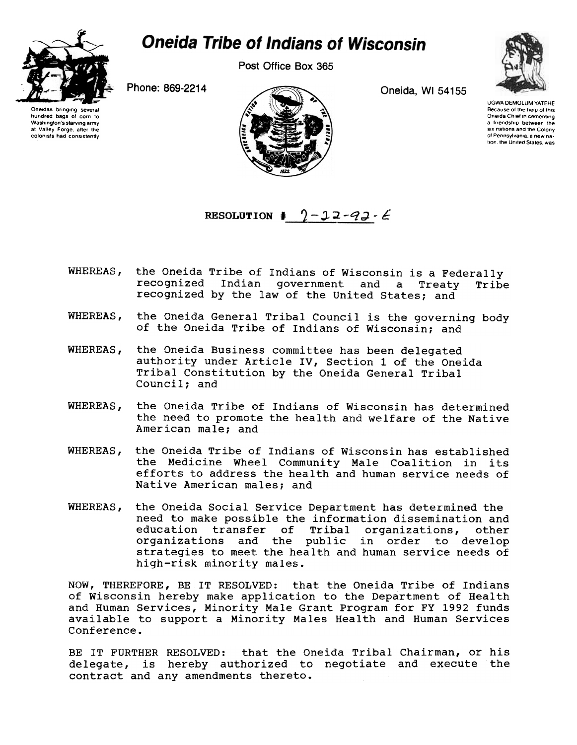# Oneida Tribe of Indians of Wisconsin

Post Office Box 365

Phone: 869-2214

Oneida, WI 54155

Oneidas bringing several hundred bags of corn to Washington's starving army at Valley Forge, after the colonists had consistently

UGWA DEMOLUM YATEHE
Because of the help of this Oneida Chief in cementing a friendship between the six nations and the Colony of Pennsylvania, a new nation, the United States, was

**RESOLUTION # 7-22-92-E**

WHEREAS, the Oneida Tribe of Indians of Wisconsin is a Federally recognized Indian government and a Treaty Tribe recognized by the law of the United States; and

WHEREAS, the Oneida General Tribal Council is the governing body of the Oneida Tribe of Indians of Wisconsin; and

WHEREAS, the Oneida Business committee has been delegated authority under Article IV, Section 1 of the Oneida Tribal Constitution by the Oneida General Tribal Council; and

WHEREAS, the Oneida Tribe of Indians of Wisconsin has determined the need to promote the health and welfare of the Native American male; and

WHEREAS, the Oneida Tribe of Indians of Wisconsin has established the Medicine Wheel Community Male Coalition in its efforts to address the health and human service needs of Native American males; and

WHEREAS, the Oneida Social Service Department has determined the need to make possible the information dissemination and education transfer of Tribal organizations, other organizations and the public in order to develop strategies to meet the health and human service needs of high-risk minority males.

NOW, THEREFORE, BE IT RESOLVED: that the Oneida Tribe of Indians of Wisconsin hereby make application to the Department of Health and Human Services, Minority Male Grant Program for FY 1992 funds available to support a Minority Males Health and Human Services Conference.

BE IT FURTHER RESOLVED: that the Oneida Tribal Chairman, or his delegate, is hereby authorized to negotiate and execute the contract and any amendments thereto.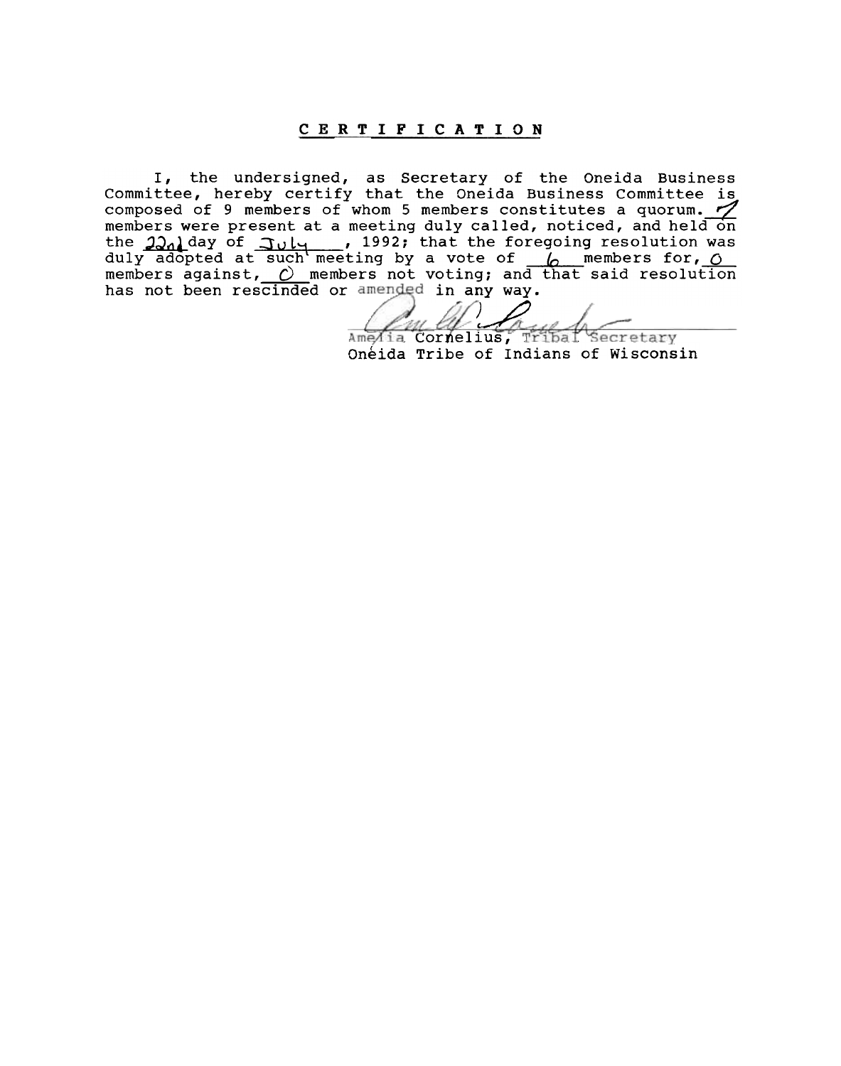# CERTIFICATION

I, the undersigned, as Secretary of the Oneida Business Committee, hereby certify that the Oneida Business Committee is composed of 9 members of whom 5 members constitutes a quorum. 7 members were present at a meeting duly called, noticed, and held on the 22nd day of July, 1992; that the foregoing resolution was duly adopted at such meeting by a vote of 6 members for, 0 members against, 0 members not voting; and that said resolution has not been rescinded or amended in any way.

Amelia Cornelius, Tribal Secretary
Oneida Tribe of Indians of Wisconsin